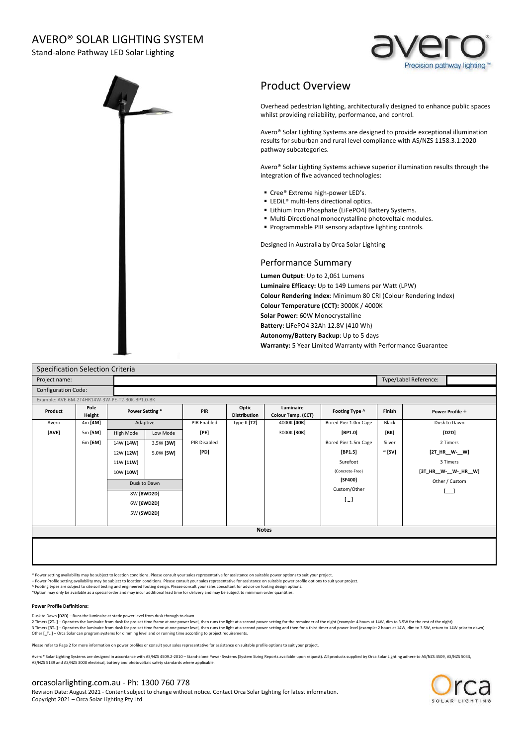# AVERO® SOLAR LIGHTING SYSTEM

Stand-alone Pathway LED Solar Lighting

## Product Overview

Overhead pedestrian lighting, architecturally designed to enhance public spaces whilst providing reliability, performance, and control.

Avero® Solar Lighting Systems are designed to provide exceptional illumination results for suburban and rural level compliance with AS/NZS 1158.3.1:2020 pathway subcategories.

Avero® Solar Lighting Systems achieve superior illumination results through the integration of five advanced technologies:

- Cree® Extreme high-power LED's.
- LEDiL® multi-lens directional optics.
- Lithium Iron Phosphate (LiFePO4) Battery Systems.
- Multi-Directional monocrystalline photovoltaic modules.
- Programmable PIR sensory adaptive lighting controls.

Designed in Australia by Orca Solar Lighting

## Performance Summary

**Lumen Output**: Up to 2,061 Lumens
**Luminaire Efficacy:** Up to 149 Lumens per Watt (LPW)
**Colour Rendering Index**: Minimum 80 CRI (Colour Rendering Index)
**Colour Temperature (CCT):** 3000K / 4000K
**Solar Power:** 60W Monocrystalline
**Battery:** LiFePO4 32Ah 12.8V (410 Wh)
**Autonomy/Battery Backup**: Up to 5 days
**Warranty:** 5 Year Limited Warranty with Performance Guarantee

## Specification Selection Criteria

Project name: | Type/Label Reference:

Configuration Code:

Example: AVE-6M-2T4HR14W-3W-PE-T2-30K-BP1.0-BK

| Product | Pole Height | Power Setting * | | PIR | Optic Distribution | Luminaire Colour Temp. (CCT) | Footing Type ^ | Finish | Power Profile + |
|---|---|---|---|---|---|---|---|---|---|
| Avero | 4m **[4M]** | Adaptive | | PIR Enabled | Type II **[T2]** | 4000K **[40K]** | Bored Pier 1.0m Cage | Black | Dusk to Dawn |
| **[AVE]** | 5m **[5M]** | High Mode | Low Mode | **[PE]** | | 3000K **[30K]** | **[BP1.0]** | **[BK]** | **[D2D]** |
| | 6m **[6M]** | 14W **[14W]** | 3.5W **[3W]** | PIR Disabled | | | Bored Pier 1.5m Cage | Silver | 2 Timers |
| | | 12W **[12W]** | 5.0W **[5W]** | **[PD]** | | | **[BP1.5]** | ~ **[SV]** | **[2T_HR__W-__W]** |
| | | 11W **[11W]** | | | | | Surefoot | | 3 Timers |
| | | 10W **[10W]** | | | | | (Concrete-Free) | | **[3T_HR__W-__W-_HR__W]** |
| | | Dusk to Dawn | | | | | **[SF400]** | | Other / Custom |
| | | 8W **[8WD2D]** | | | | | Custom/Other | | **[___]** |
| | | 6W **[6WD2D]** | | | | | **[_]** | | |
| | | 5W **[5WD2D]** | | | | | | | |

**Notes**

\* Power setting availability may be subject to location conditions. Please consult your sales representative for assistance on suitable power options to suit your project.
\+ Power Profile setting availability may be subject to location conditions. Please consult your sales representative for assistance on suitable power profile options to suit your project.
^ Footing types are subject to site soil testing and engineered footing design. Please consult your sales consultant for advice on footing design options.
~Option may only be available as a special order and may incur additional lead time for delivery and may be subject to minimum order quantities.

**Power Profile Definitions:**

Dusk to Dawn **[D2D]** – Runs the luminaire at static power level from dusk through to dawn
2 Timers **[2T..]** – Operates the luminaire from dusk for pre-set time frame at one power level, then runs the light at a second power setting for the remainder of the night (example: 4 hours at 14W, dim to 3.5W for the rest of the night)
3 Timers **[3T..]** – Operates the luminaire from dusk for pre-set time frame at one power level, then runs the light at a second power setting and then for a third timer and power level (example: 2 hours at 14W, dim to 3.5W, return to 14W prior to dawn).
Other **[_T..]** – Orca Solar can program systems for dimming level and or running time according to project requirements.

Please refer to Page 2 for more information on power profiles or consult your sales representative for assistance on suitable profile options to suit your project.

Avero® Solar Lighting Systems are designed in accordance with AS/NZS 4509.2-2010 – Stand-alone Power Systems (System Sizing Reports available upon request). All products supplied by Orca Solar Lighting adhere to AS/NZS 4509, AS/NZS 5033, AS/NZS 5139 and AS/NZS 3000 electrical, battery and photovoltaic safety standards where applicable.

orcasolarlighting.com.au - Ph: 1300 760 778
Revision Date: August 2021 - Content subject to change without notice. Contact Orca Solar Lighting for latest information.
Copyright 2021 – Orca Solar Lighting Pty Ltd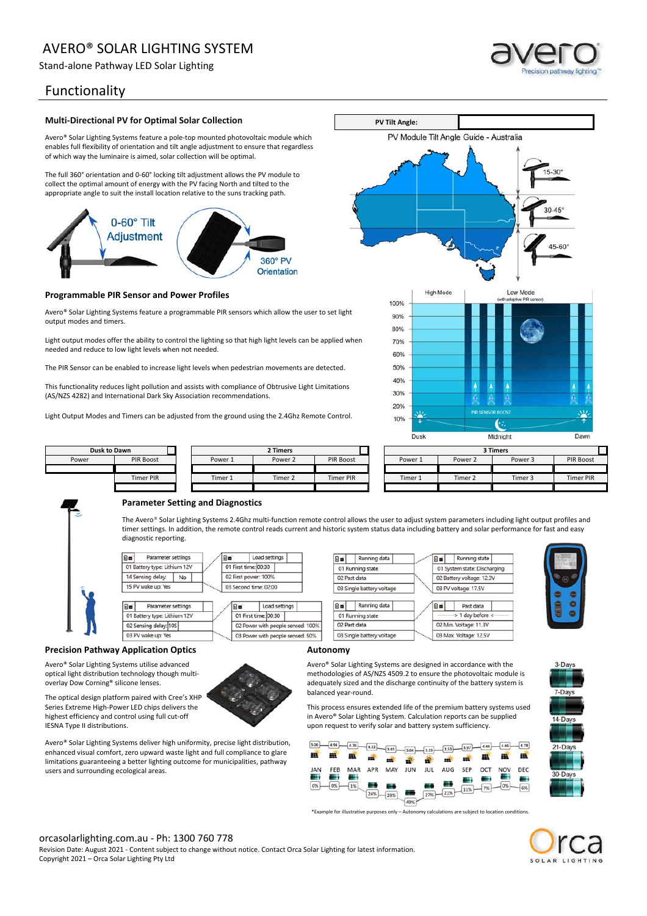# AVERO® SOLAR LIGHTING SYSTEM

Stand-alone Pathway LED Solar Lighting

## Functionality

### Multi-Directional PV for Optimal Solar Collection

Avero® Solar Lighting Systems feature a pole-top mounted photovoltaic module which enables full flexibility of orientation and tilt angle adjustment to ensure that regardless of which way the luminaire is aimed, solar collection will be optimal.

The full 360° orientation and 0-60° locking tilt adjustment allows the PV module to collect the optimal amount of energy with the PV facing North and tilted to the appropriate angle to suit the install location relative to the suns tracking path.

0-60° Tilt Adjustment

360° PV Orientation

| PV Tilt Angle: | |
|---|---|

PV Module Tilt Angle Guide - Australia

15-30°

30-45°

45-60°

### Programmable PIR Sensor and Power Profiles

Avero® Solar Lighting Systems feature a programmable PIR sensors which allow the user to set light output modes and timers.

Light output modes offer the ability to control the lighting so that high light levels can be applied when needed and reduce to low light levels when not needed.

The PIR Sensor can be enabled to increase light levels when pedestrian movements are detected.

This functionality reduces light pollution and assists with compliance of Obtrusive Light Limitations (AS/NZS 4282) and International Dark Sky Association recommendations.

Light Output Modes and Timers can be adjusted from the ground using the 2.4Ghz Remote Control.

High Mode | Low Mode (with adaptive PIR sensor)

PIR SENSOR BOOST

100% 90% 80% 70% 60% 50% 40% 30% 20% 10%

Dusk | Midnight | Dawn

| Dusk to Dawn | |
|---|---|
| Power | PIR Boost |
| | |
| | Timer PIR |
| | |

| 2 Timers | | |
|---|---|---|
| Power 1 | Power 2 | PIR Boost |
| | | |
| Timer 1 | Timer 2 | Timer PIR |
| | | |

| 3 Timers | | | |
|---|---|---|---|
| Power 1 | Power 2 | Power 3 | PIR Boost |
| | | | |
| Timer 1 | Timer 2 | Timer 3 | Timer PIR |
| | | | |

### Parameter Setting and Diagnostics

The Avero® Solar Lighting Systems 2.4Ghz multi-function remote control allows the user to adjust system parameters including light output profiles and timer settings. In addition, the remote control reads current and historic system status data including battery and solar performance for fast and easy diagnostic reporting.

| Parameter settings |
|---|
| 01 Battery type: Lithium 12V |
| 14 Sensing delay: No |
| 15 PV wake up: Yes |

| Load settings |
|---|
| 01 First time: 00:30 |
| 02 First power: 100% |
| 03 Second time: 02:00 |

| Running data |
|---|
| 01 Running state |
| 02 Past data |
| 03 Single battery voltage |

| Running state |
|---|
| 01 System state: Discharging |
| 02 Battery voltage: 12.3V |
| 03 PV voltage: 17.5V |

| Parameter settings |
|---|
| 01 Battery type: Lithium 12V |
| 02 Sensing delay: 10S |
| 03 PV wake up: Yes |

| Load settings |
|---|
| 01 First time: 00:30 |
| 02 Power with people sensed: 100% |
| 03 Power with people sensed: 50% |

| Running data |
|---|
| 01 Running state |
| 02 Past data |
| 03 Single battery voltage |

| Past data |
|---|
| > 1 day before < |
| 02 Min. Voltage: 11.3V |
| 03 Max. Voltage: 12.5V |

### Precision Pathway Application Optics

Avero® Solar Lighting Systems utilise advanced optical light distribution technology though multi-overlay Dow Corning® silicone lenses.

The optical design platform paired with Cree's XHP Series Extreme High-Power LED chips delivers the highest efficiency and control using full cut-off IESNA Type II distributions.

Avero® Solar Lighting Systems deliver high uniformity, precise light distribution, enhanced visual comfort, zero upward waste light and full compliance to glare limitations guaranteeing a better lighting outcome for municipalities, pathway users and surrounding ecological areas.

### Autonomy

Avero® Solar Lighting Systems are designed in accordance with the methodologies of AS/NZS 4509.2 to ensure the photovoltaic module is adequately sized and the discharge continuity of the battery system is balanced year-round.

This process ensures extended life of the premium battery systems used in Avero® Solar Lighting System. Calculation reports can be supplied upon request to verify solar and battery system sufficiency.

| | JAN | FEB | MAR | APR | MAY | JUN | JUL | AUG | SEP | OCT | NOV | DEC |
|---|---|---|---|---|---|---|---|---|---|---|---|---|
| Solar | 5.06 | 4.94 | 4.76 | 4.22 | 3.45 | 3.04 | 3.13 | 3.53 | 3.97 | 4.44 | 4.66 | 4.78 |
| Battery | 0% | 0% | 1% | 24% | 28% | 40% | 27% | 21% | 11% | 7% | 0% | 6% |

3-Days | 7-Days | 14-Days | 21-Days | 30-Days

*Example for illustrative purposes only – Autonomy calculations are subject to location conditions.

orcasolarlighting.com.au - Ph: 1300 760 778

Revision Date: August 2021 - Content subject to change without notice. Contact Orca Solar Lighting for latest information.

Copyright 2021 – Orca Solar Lighting Pty Ltd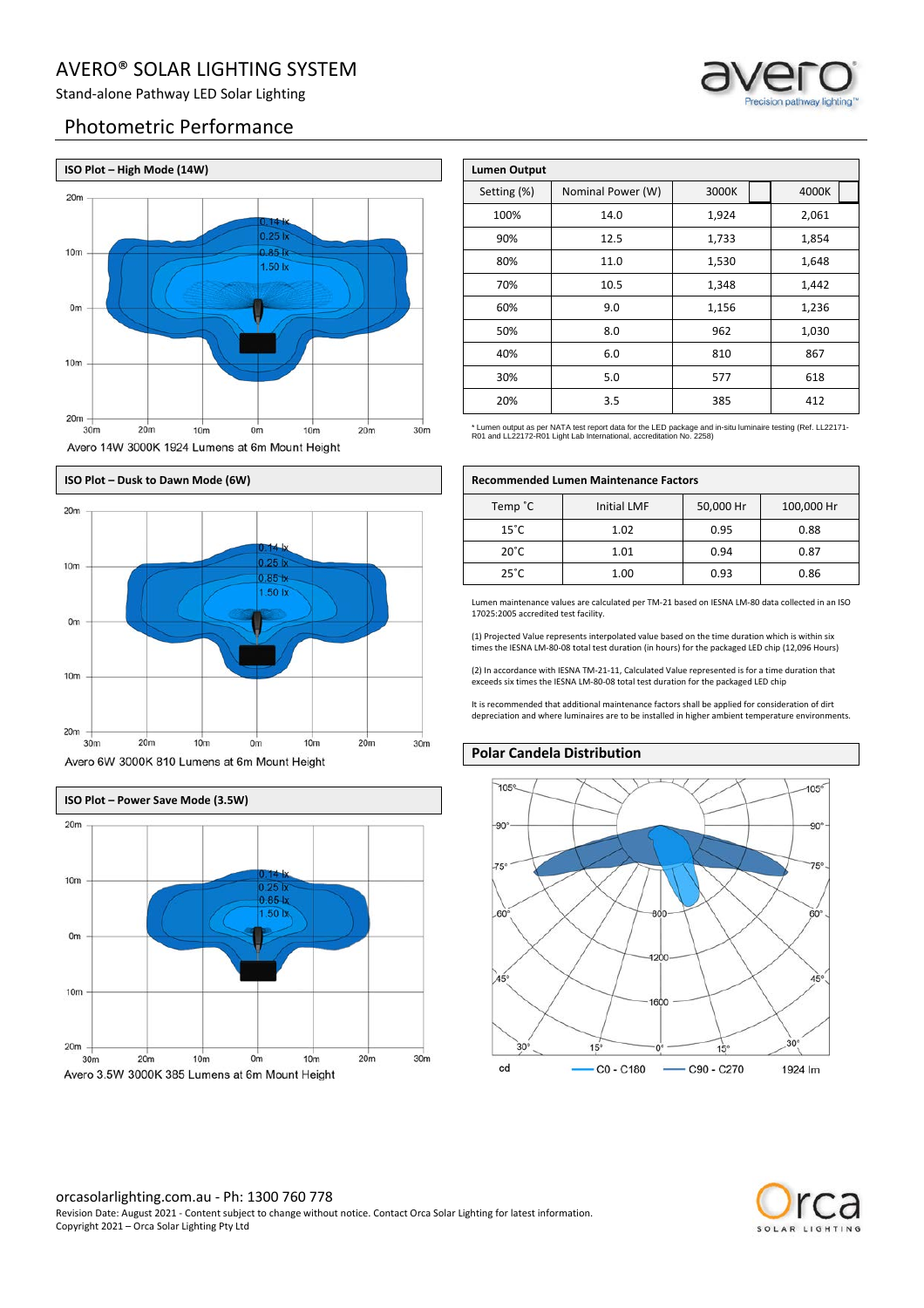# AVERO® SOLAR LIGHTING SYSTEM

Stand-alone Pathway LED Solar Lighting

## Photometric Performance

### ISO Plot – High Mode (14W)

Avero 14W 3000K 1924 Lumens at 6m Mount Height

### ISO Plot – Dusk to Dawn Mode (6W)

Avero 6W 3000K 810 Lumens at 6m Mount Height

### ISO Plot – Power Save Mode (3.5W)

Avero 3.5W 3000K 385 Lumens at 6m Mount Height

### Lumen Output

| Setting (%) | Nominal Power (W) | 3000K | 4000K |
|---|---|---|---|
| 100% | 14.0 | 1,924 | 2,061 |
| 90% | 12.5 | 1,733 | 1,854 |
| 80% | 11.0 | 1,530 | 1,648 |
| 70% | 10.5 | 1,348 | 1,442 |
| 60% | 9.0 | 1,156 | 1,236 |
| 50% | 8.0 | 962 | 1,030 |
| 40% | 6.0 | 810 | 867 |
| 30% | 5.0 | 577 | 618 |
| 20% | 3.5 | 385 | 412 |

* Lumen output as per NATA test report data for the LED package and in-situ luminaire testing (Ref. LL22171-R01 and LL22172-R01 Light Lab International, accreditation No. 2258)

### Recommended Lumen Maintenance Factors

| Temp ˚C | Initial LMF | 50,000 Hr | 100,000 Hr |
|---|---|---|---|
| 15˚C | 1.02 | 0.95 | 0.88 |
| 20˚C | 1.01 | 0.94 | 0.87 |
| 25˚C | 1.00 | 0.93 | 0.86 |

Lumen maintenance values are calculated per TM-21 based on IESNA LM-80 data collected in an ISO 17025:2005 accredited test facility.

(1) Projected Value represents interpolated value based on the time duration which is within six times the IESNA LM-80-08 total test duration (in hours) for the packaged LED chip (12,096 Hours)

(2) In accordance with IESNA TM-21-11, Calculated Value represented is for a time duration that exceeds six times the IESNA LM-80-08 total test duration for the packaged LED chip

It is recommended that additional maintenance factors shall be applied for consideration of dirt depreciation and where luminaires are to be installed in higher ambient temperature environments.

### Polar Candela Distribution

cd — C0 - C180 — C90 - C270 — 1924 lm

orcasolarlighting.com.au - Ph: 1300 760 778

Revision Date: August 2021 - Content subject to change without notice. Contact Orca Solar Lighting for latest information.

Copyright 2021 – Orca Solar Lighting Pty Ltd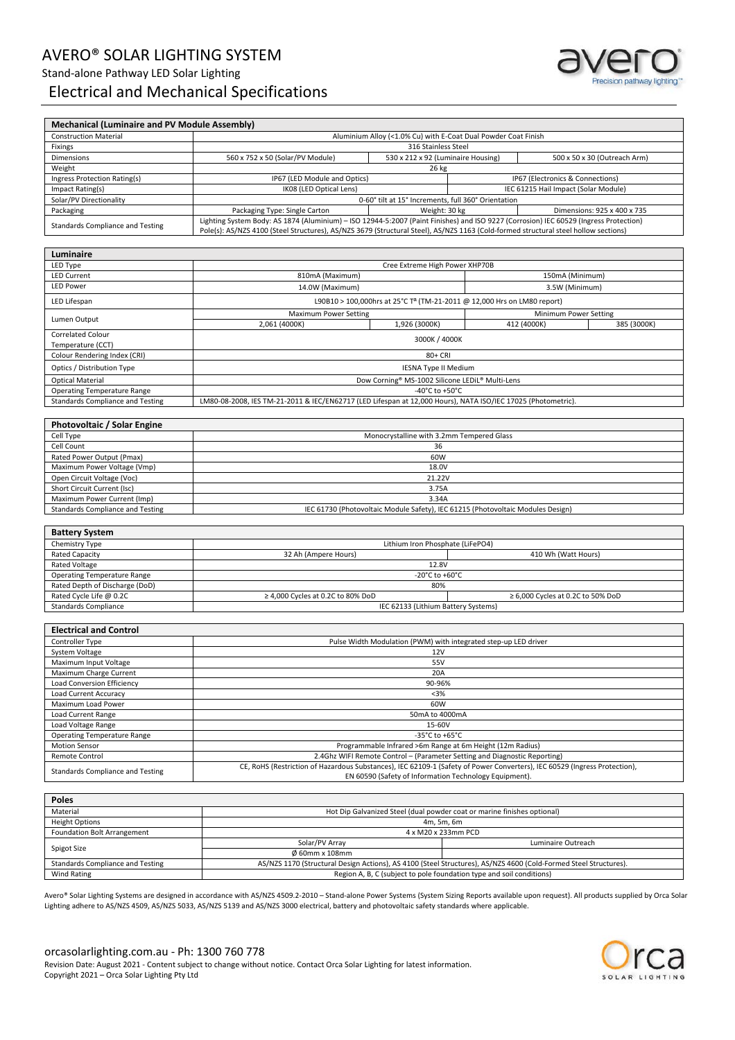# AVERO® SOLAR LIGHTING SYSTEM

Stand-alone Pathway LED Solar Lighting

## Electrical and Mechanical Specifications

| Mechanical (Luminaire and PV Module Assembly) | | | |
|---|---|---|---|
| Construction Material | Aluminium Alloy (<1.0% Cu) with E-Coat Dual Powder Coat Finish | | |
| Fixings | 316 Stainless Steel | | |
| Dimensions | 560 x 752 x 50 (Solar/PV Module) | 530 x 212 x 92 (Luminaire Housing) | 500 x 50 x 30 (Outreach Arm) |
| Weight | 26 kg | | |
| Ingress Protection Rating(s) | IP67 (LED Module and Optics) | IP67 (Electronics & Connections) | |
| Impact Rating(s) | IK08 (LED Optical Lens) | IEC 61215 Hail Impact (Solar Module) | |
| Solar/PV Directionality | 0-60° tilt at 15° Increments, full 360° Orientation | | |
| Packaging | Packaging Type: Single Carton | Weight: 30 kg | Dimensions: 925 x 400 x 735 |
| Standards Compliance and Testing | Lighting System Body: AS 1874 (Aluminium) – ISO 12944-5:2007 (Paint Finishes) and ISO 9227 (Corrosion) IEC 60529 (Ingress Protection) Pole(s): AS/NZS 4100 (Steel Structures), AS/NZS 3679 (Structural Steel), AS/NZS 1163 (Cold-formed structural steel hollow sections) | | |

| Luminaire | | | | |
|---|---|---|---|---|
| LED Type | Cree Extreme High Power XHP70B | | | |
| LED Current | 810mA (Maximum) | | 150mA (Minimum) | |
| LED Power | 14.0W (Maximum) | | 3.5W (Minimum) | |
| LED Lifespan | L90B10 > 100,000hrs at 25°C Tª (TM-21-2011 @ 12,000 Hrs on LM80 report) | | | |
| Lumen Output | Maximum Power Setting | | Minimum Power Setting | |
| | 2,061 (4000K) | 1,926 (3000K) | 412 (4000K) | 385 (3000K) |
| Correlated Colour Temperature (CCT) | 3000K / 4000K | | | |
| Colour Rendering Index (CRI) | 80+ CRI | | | |
| Optics / Distribution Type | IESNA Type II Medium | | | |
| Optical Material | Dow Corning® MS-1002 Silicone LEDiL® Multi-Lens | | | |
| Operating Temperature Range | -40°C to +50°C | | | |
| Standards Compliance and Testing | LM80-08-2008, IES TM-21-2011 & IEC/EN62717 (LED Lifespan at 12,000 Hours), NATA ISO/IEC 17025 (Photometric). | | | |

| Photovoltaic / Solar Engine | |
|---|---|
| Cell Type | Monocrystalline with 3.2mm Tempered Glass |
| Cell Count | 36 |
| Rated Power Output (Pmax) | 60W |
| Maximum Power Voltage (Vmp) | 18.0V |
| Open Circuit Voltage (Voc) | 21.22V |
| Short Circuit Current (Isc) | 3.75A |
| Maximum Power Current (Imp) | 3.34A |
| Standards Compliance and Testing | IEC 61730 (Photovoltaic Module Safety), IEC 61215 (Photovoltaic Modules Design) |

| Battery System | | |
|---|---|---|
| Chemistry Type | Lithium Iron Phosphate (LiFePO4) | |
| Rated Capacity | 32 Ah (Ampere Hours) | 410 Wh (Watt Hours) |
| Rated Voltage | 12.8V | |
| Operating Temperature Range | -20°C to +60°C | |
| Rated Depth of Discharge (DoD) | 80% | |
| Rated Cycle Life @ 0.2C | ≥ 4,000 Cycles at 0.2C to 80% DoD | ≥ 6,000 Cycles at 0.2C to 50% DoD |
| Standards Compliance | IEC 62133 (Lithium Battery Systems) | |

| Electrical and Control | |
|---|---|
| Controller Type | Pulse Width Modulation (PWM) with integrated step-up LED driver |
| System Voltage | 12V |
| Maximum Input Voltage | 55V |
| Maximum Charge Current | 20A |
| Load Conversion Efficiency | 90-96% |
| Load Current Accuracy | <3% |
| Maximum Load Power | 60W |
| Load Current Range | 50mA to 4000mA |
| Load Voltage Range | 15-60V |
| Operating Temperature Range | -35°C to +65°C |
| Motion Sensor | Programmable Infrared >6m Range at 6m Height (12m Radius) |
| Remote Control | 2.4Ghz WIFI Remote Control – (Parameter Setting and Diagnostic Reporting) |
| Standards Compliance and Testing | CE, RoHS (Restriction of Hazardous Substances), IEC 62109-1 (Safety of Power Converters), IEC 60529 (Ingress Protection), EN 60590 (Safety of Information Technology Equipment). |

| Poles | | |
|---|---|---|
| Material | Hot Dip Galvanized Steel (dual powder coat or marine finishes optional) | |
| Height Options | 4m, 5m, 6m | |
| Foundation Bolt Arrangement | 4 x M20 x 233mm PCD | |
| Spigot Size | Solar/PV Array | Luminaire Outreach |
| | Ø 60mm x 108mm | |
| Standards Compliance and Testing | AS/NZS 1170 (Structural Design Actions), AS 4100 (Steel Structures), AS/NZS 4600 (Cold-Formed Steel Structures). | |
| Wind Rating | Region A, B, C (subject to pole foundation type and soil conditions) | |

Avero® Solar Lighting Systems are designed in accordance with AS/NZS 4509.2-2010 – Stand-alone Power Systems (System Sizing Reports available upon request). All products supplied by Orca Solar Lighting adhere to AS/NZS 4509, AS/NZS 5033, AS/NZS 5139 and AS/NZS 3000 electrical, battery and photovoltaic safety standards where applicable.

orcasolarlighting.com.au - Ph: 1300 760 778

Revision Date: August 2021 - Content subject to change without notice. Contact Orca Solar Lighting for latest information.

Copyright 2021 – Orca Solar Lighting Pty Ltd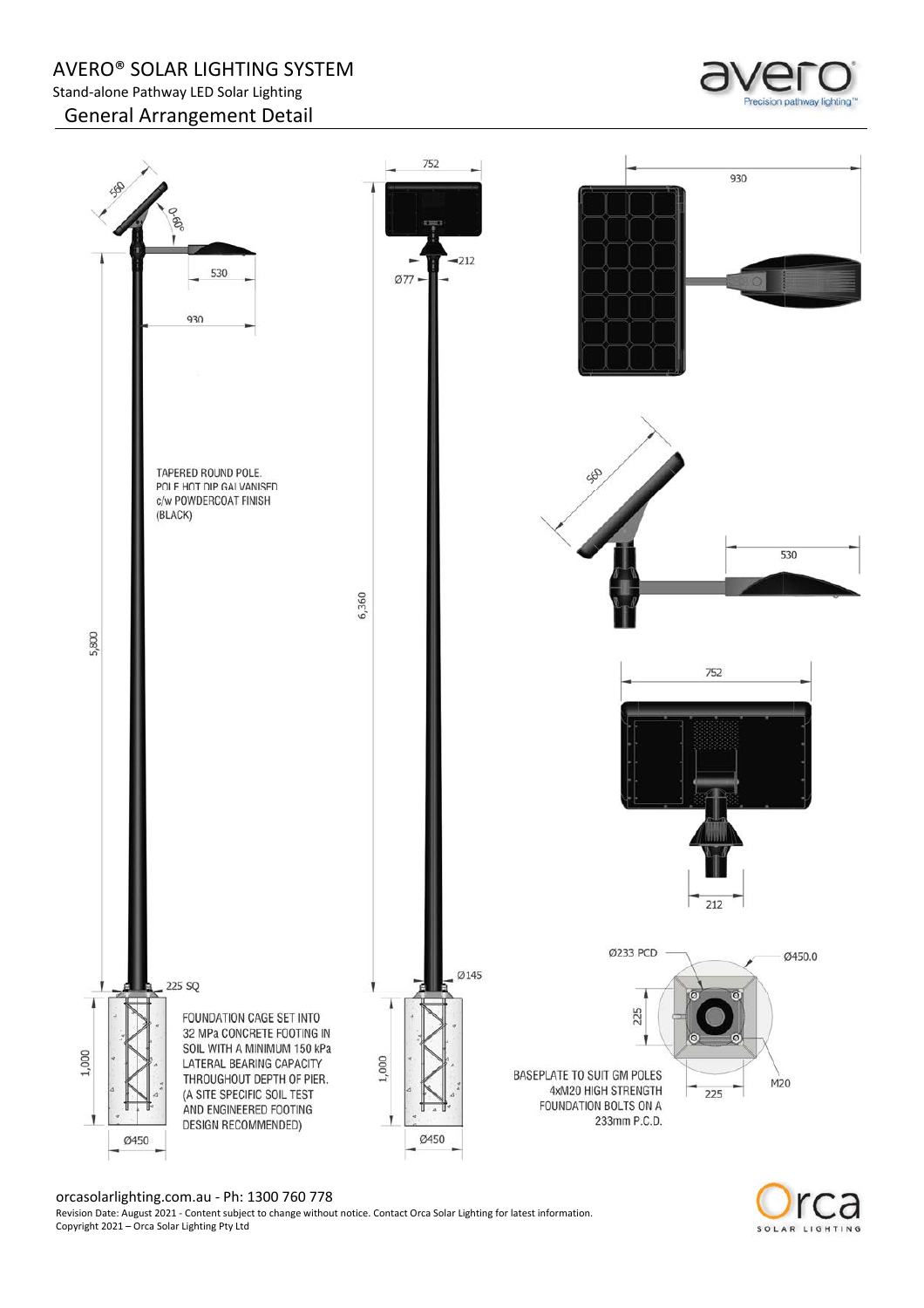# AVERO® SOLAR LIGHTING SYSTEM

Stand-alone Pathway LED Solar Lighting

## General Arrangement Detail

560

0-60°

530

930

TAPERED ROUND POLE.
POLE HOT DIP GALVANISED
c/w POWDERCOAT FINISH
(BLACK)

5,800

225 SQ

FOUNDATION CAGE SET INTO
32 MPa CONCRETE FOOTING IN
SOIL WITH A MINIMUM 150 kPa
LATERAL BEARING CAPACITY
THROUGHOUT DEPTH OF PIER.
(A SITE SPECIFIC SOIL TEST
AND ENGINEERED FOOTING
DESIGN RECOMMENDED)

1,000

Ø450

752

212

Ø77

6,360

Ø145

1,000

Ø450

930

560

530

752

212

Ø233 PCD

Ø450.0

225

225

M20

BASEPLATE TO SUIT GM POLES
4xM20 HIGH STRENGTH
FOUNDATION BOLTS ON A
233mm P.C.D.

orcasolarlighting.com.au - Ph: 1300 760 778

Revision Date: August 2021 - Content subject to change without notice. Contact Orca Solar Lighting for latest information.
Copyright 2021 – Orca Solar Lighting Pty Ltd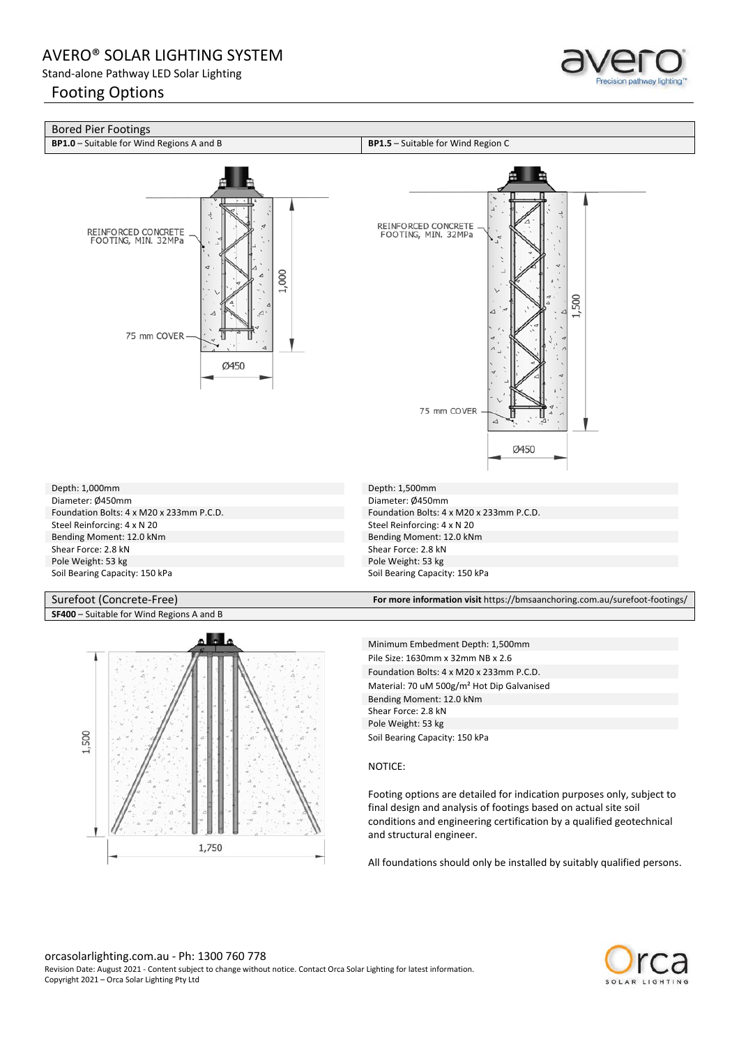# AVERO® SOLAR LIGHTING SYSTEM

Stand-alone Pathway LED Solar Lighting

## Footing Options

### Bored Pier Footings

**BP1.0** – Suitable for Wind Regions A and B

REINFORCED CONCRETE FOOTING, MIN. 32MPa

75 mm COVER

1,000

Ø450

Depth: 1,000mm
Diameter: Ø450mm
Foundation Bolts: 4 x M20 x 233mm P.C.D.
Steel Reinforcing: 4 x N 20
Bending Moment: 12.0 kNm
Shear Force: 2.8 kN
Pole Weight: 53 kg
Soil Bearing Capacity: 150 kPa

**BP1.5** – Suitable for Wind Region C

REINFORCED CONCRETE FOOTING, MIN. 32MPa

75 mm COVER

1,500

Ø450

Depth: 1,500mm
Diameter: Ø450mm
Foundation Bolts: 4 x M20 x 233mm P.C.D.
Steel Reinforcing: 4 x N 20
Bending Moment: 12.0 kNm
Shear Force: 2.8 kN
Pole Weight: 53 kg
Soil Bearing Capacity: 150 kPa

### Surefoot (Concrete-Free)

**For more information visit** https://bmsaanchoring.com.au/surefoot-footings/

**SF400** – Suitable for Wind Regions A and B

1,500

1,750

Minimum Embedment Depth: 1,500mm
Pile Size: 1630mm x 32mm NB x 2.6
Foundation Bolts: 4 x M20 x 233mm P.C.D.
Material: 70 uM 500g/m² Hot Dip Galvanised
Bending Moment: 12.0 kNm
Shear Force: 2.8 kN
Pole Weight: 53 kg
Soil Bearing Capacity: 150 kPa

NOTICE:

Footing options are detailed for indication purposes only, subject to final design and analysis of footings based on actual site soil conditions and engineering certification by a qualified geotechnical and structural engineer.

All foundations should only be installed by suitably qualified persons.

orcasolarlighting.com.au - Ph: 1300 760 778
Revision Date: August 2021 - Content subject to change without notice. Contact Orca Solar Lighting for latest information.
Copyright 2021 – Orca Solar Lighting Pty Ltd